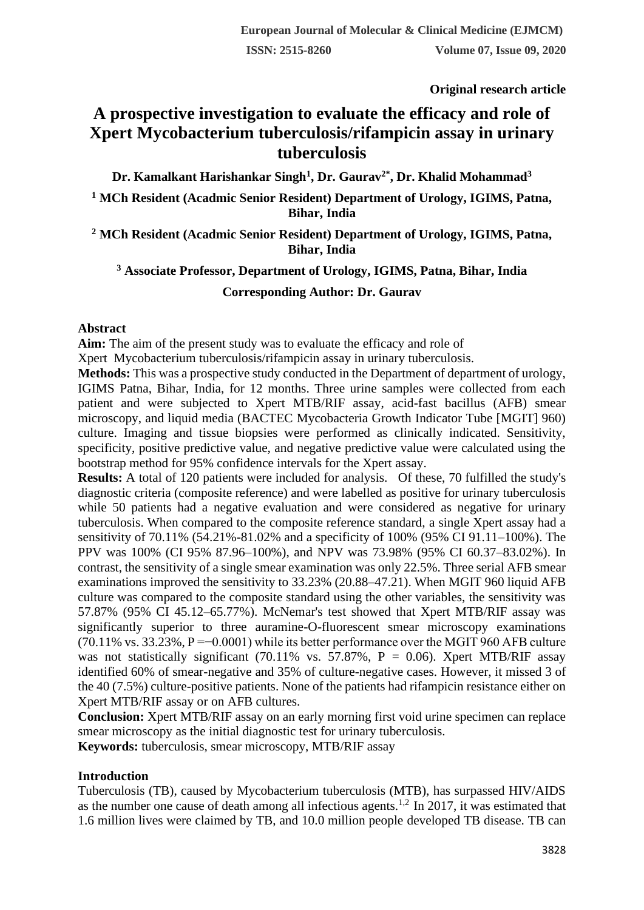Original research article

# A prospective investigation to evaluate the efficacy and role of Xpert Mycobacterium tuberculosis/rifampicin assay in urinary tuberculosis

**Dr. Kamalkant Harishankar Singh[1], Dr. Gaurav[2*], Dr. Khalid Mohammad[3]**

**[1] MCh Resident (Acadmic Senior Resident) Department of Urology, IGIMS, Patna, Bihar, India**

**[2] MCh Resident (Acadmic Senior Resident) Department of Urology, IGIMS, Patna, Bihar, India**

**[3] Associate Professor, Department of Urology, IGIMS, Patna, Bihar, India**

**Corresponding Author: Dr. Gaurav**

## Abstract

**Aim:** The aim of the present study was to evaluate the efficacy and role of Xpert Mycobacterium tuberculosis/rifampicin assay in urinary tuberculosis.

**Methods:** This was a prospective study conducted in the Department of department of urology, IGIMS Patna, Bihar, India, for 12 months. Three urine samples were collected from each patient and were subjected to Xpert MTB/RIF assay, acid-fast bacillus (AFB) smear microscopy, and liquid media (BACTEC Mycobacteria Growth Indicator Tube [MGIT] 960) culture. Imaging and tissue biopsies were performed as clinically indicated. Sensitivity, specificity, positive predictive value, and negative predictive value were calculated using the bootstrap method for 95% confidence intervals for the Xpert assay.

**Results:** A total of 120 patients were included for analysis. Of these, 70 fulfilled the study's diagnostic criteria (composite reference) and were labelled as positive for urinary tuberculosis while 50 patients had a negative evaluation and were considered as negative for urinary tuberculosis. When compared to the composite reference standard, a single Xpert assay had a sensitivity of 70.11% (54.21%-81.02% and a specificity of 100% (95% CI 91.11–100%). The PPV was 100% (CI 95% 87.96–100%), and NPV was 73.98% (95% CI 60.37–83.02%). In contrast, the sensitivity of a single smear examination was only 22.5%. Three serial AFB smear examinations improved the sensitivity to 33.23% (20.88–47.21). When MGIT 960 liquid AFB culture was compared to the composite standard using the other variables, the sensitivity was 57.87% (95% CI 45.12–65.77%). McNemar's test showed that Xpert MTB/RIF assay was significantly superior to three auramine-O-fluorescent smear microscopy examinations (70.11% vs. 33.23%, P =−0.0001) while its better performance over the MGIT 960 AFB culture was not statistically significant (70.11% vs. 57.87%, P = 0.06). Xpert MTB/RIF assay identified 60% of smear-negative and 35% of culture-negative cases. However, it missed 3 of the 40 (7.5%) culture-positive patients. None of the patients had rifampicin resistance either on Xpert MTB/RIF assay or on AFB cultures.

**Conclusion:** Xpert MTB/RIF assay on an early morning first void urine specimen can replace smear microscopy as the initial diagnostic test for urinary tuberculosis.

**Keywords:** tuberculosis, smear microscopy, MTB/RIF assay

## Introduction

Tuberculosis (TB), caused by Mycobacterium tuberculosis (MTB), has surpassed HIV/AIDS as the number one cause of death among all infectious agents.[1,2] In 2017, it was estimated that 1.6 million lives were claimed by TB, and 10.0 million people developed TB disease. TB can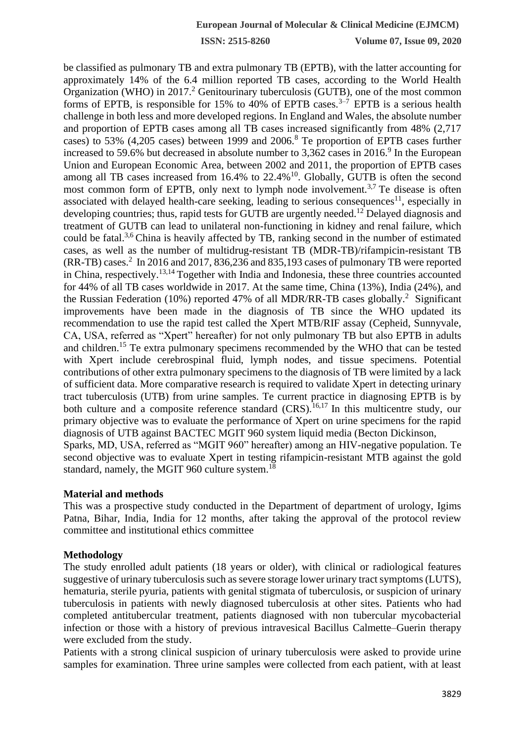be classified as pulmonary TB and extra pulmonary TB (EPTB), with the latter accounting for approximately 14% of the 6.4 million reported TB cases, according to the World Health Organization (WHO) in 2017.[2] Genitourinary tuberculosis (GUTB), one of the most common forms of EPTB, is responsible for 15% to 40% of EPTB cases.[3–7] EPTB is a serious health challenge in both less and more developed regions. In England and Wales, the absolute number and proportion of EPTB cases among all TB cases increased significantly from 48% (2,717 cases) to 53% (4,205 cases) between 1999 and 2006.[8] Te proportion of EPTB cases further increased to 59.6% but decreased in absolute number to 3,362 cases in 2016.[9] In the European Union and European Economic Area, between 2002 and 2011, the proportion of EPTB cases among all TB cases increased from 16.4% to 22.4%[10]. Globally, GUTB is often the second most common form of EPTB, only next to lymph node involvement.[3,7] Te disease is often associated with delayed health-care seeking, leading to serious consequences[11], especially in developing countries; thus, rapid tests for GUTB are urgently needed.[12] Delayed diagnosis and treatment of GUTB can lead to unilateral non-functioning in kidney and renal failure, which could be fatal.[3,6] China is heavily affected by TB, ranking second in the number of estimated cases, as well as the number of multidrug-resistant TB (MDR-TB)/rifampicin-resistant TB (RR-TB) cases.[2] In 2016 and 2017, 836,236 and 835,193 cases of pulmonary TB were reported in China, respectively.[13,14] Together with India and Indonesia, these three countries accounted for 44% of all TB cases worldwide in 2017. At the same time, China (13%), India (24%), and the Russian Federation (10%) reported 47% of all MDR/RR-TB cases globally.[2] Significant improvements have been made in the diagnosis of TB since the WHO updated its recommendation to use the rapid test called the Xpert MTB/RIF assay (Cepheid, Sunnyvale, CA, USA, referred as "Xpert" hereafter) for not only pulmonary TB but also EPTB in adults and children.[15] Te extra pulmonary specimens recommended by the WHO that can be tested with Xpert include cerebrospinal fluid, lymph nodes, and tissue specimens. Potential contributions of other extra pulmonary specimens to the diagnosis of TB were limited by a lack of sufficient data. More comparative research is required to validate Xpert in detecting urinary tract tuberculosis (UTB) from urine samples. Te current practice in diagnosing EPTB is by both culture and a composite reference standard (CRS).[16,17] In this multicentre study, our primary objective was to evaluate the performance of Xpert on urine specimens for the rapid diagnosis of UTB against BACTEC MGIT 960 system liquid media (Becton Dickinson, Sparks, MD, USA, referred as "MGIT 960" hereafter) among an HIV-negative population. Te second objective was to evaluate Xpert in testing rifampicin-resistant MTB against the gold standard, namely, the MGIT 960 culture system.[18]

## Material and methods

This was a prospective study conducted in the Department of department of urology, Igims Patna, Bihar, India, India for 12 months, after taking the approval of the protocol review committee and institutional ethics committee

## Methodology

The study enrolled adult patients (18 years or older), with clinical or radiological features suggestive of urinary tuberculosis such as severe storage lower urinary tract symptoms (LUTS), hematuria, sterile pyuria, patients with genital stigmata of tuberculosis, or suspicion of urinary tuberculosis in patients with newly diagnosed tuberculosis at other sites. Patients who had completed antitubercular treatment, patients diagnosed with non tubercular mycobacterial infection or those with a history of previous intravesical Bacillus Calmette–Guerin therapy were excluded from the study.

Patients with a strong clinical suspicion of urinary tuberculosis were asked to provide urine samples for examination. Three urine samples were collected from each patient, with at least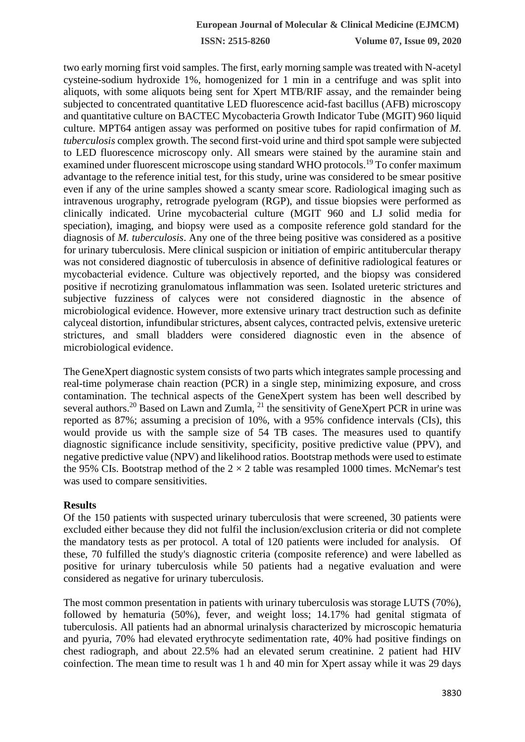two early morning first void samples. The first, early morning sample was treated with N-acetyl cysteine-sodium hydroxide 1%, homogenized for 1 min in a centrifuge and was split into aliquots, with some aliquots being sent for Xpert MTB/RIF assay, and the remainder being subjected to concentrated quantitative LED fluorescence acid-fast bacillus (AFB) microscopy and quantitative culture on BACTEC Mycobacteria Growth Indicator Tube (MGIT) 960 liquid culture. MPT64 antigen assay was performed on positive tubes for rapid confirmation of *M. tuberculosis* complex growth. The second first-void urine and third spot sample were subjected to LED fluorescence microscopy only. All smears were stained by the auramine stain and examined under fluorescent microscope using standard WHO protocols.[19] To confer maximum advantage to the reference initial test, for this study, urine was considered to be smear positive even if any of the urine samples showed a scanty smear score. Radiological imaging such as intravenous urography, retrograde pyelogram (RGP), and tissue biopsies were performed as clinically indicated. Urine mycobacterial culture (MGIT 960 and LJ solid media for speciation), imaging, and biopsy were used as a composite reference gold standard for the diagnosis of *M. tuberculosis*. Any one of the three being positive was considered as a positive for urinary tuberculosis. Mere clinical suspicion or initiation of empiric antitubercular therapy was not considered diagnostic of tuberculosis in absence of definitive radiological features or mycobacterial evidence. Culture was objectively reported, and the biopsy was considered positive if necrotizing granulomatous inflammation was seen. Isolated ureteric strictures and subjective fuzziness of calyces were not considered diagnostic in the absence of microbiological evidence. However, more extensive urinary tract destruction such as definite calyceal distortion, infundibular strictures, absent calyces, contracted pelvis, extensive ureteric strictures, and small bladders were considered diagnostic even in the absence of microbiological evidence.

The GeneXpert diagnostic system consists of two parts which integrates sample processing and real-time polymerase chain reaction (PCR) in a single step, minimizing exposure, and cross contamination. The technical aspects of the GeneXpert system has been well described by several authors.[20] Based on Lawn and Zumla, [21] the sensitivity of GeneXpert PCR in urine was reported as 87%; assuming a precision of 10%, with a 95% confidence intervals (CIs), this would provide us with the sample size of 54 TB cases. The measures used to quantify diagnostic significance include sensitivity, specificity, positive predictive value (PPV), and negative predictive value (NPV) and likelihood ratios. Bootstrap methods were used to estimate the 95% CIs. Bootstrap method of the $2 \times 2$ table was resampled 1000 times. McNemar's test was used to compare sensitivities.

## Results

Of the 150 patients with suspected urinary tuberculosis that were screened, 30 patients were excluded either because they did not fulfil the inclusion/exclusion criteria or did not complete the mandatory tests as per protocol. A total of 120 patients were included for analysis. Of these, 70 fulfilled the study's diagnostic criteria (composite reference) and were labelled as positive for urinary tuberculosis while 50 patients had a negative evaluation and were considered as negative for urinary tuberculosis.

The most common presentation in patients with urinary tuberculosis was storage LUTS (70%), followed by hematuria (50%), fever, and weight loss; 14.17% had genital stigmata of tuberculosis. All patients had an abnormal urinalysis characterized by microscopic hematuria and pyuria, 70% had elevated erythrocyte sedimentation rate, 40% had positive findings on chest radiograph, and about 22.5% had an elevated serum creatinine. 2 patient had HIV coinfection. The mean time to result was 1 h and 40 min for Xpert assay while it was 29 days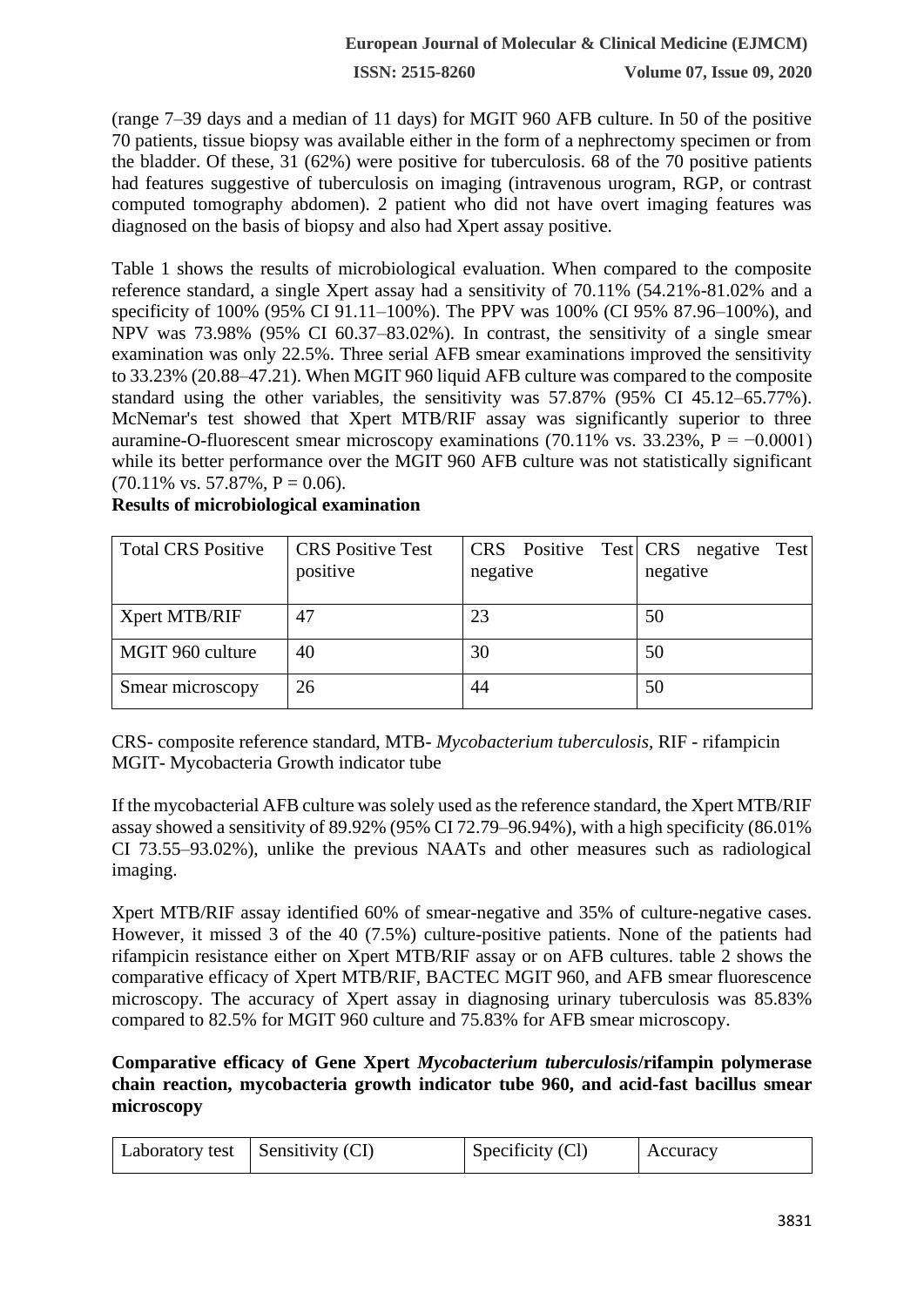(range 7–39 days and a median of 11 days) for MGIT 960 AFB culture. In 50 of the positive 70 patients, tissue biopsy was available either in the form of a nephrectomy specimen or from the bladder. Of these, 31 (62%) were positive for tuberculosis. 68 of the 70 positive patients had features suggestive of tuberculosis on imaging (intravenous urogram, RGP, or contrast computed tomography abdomen). 2 patient who did not have overt imaging features was diagnosed on the basis of biopsy and also had Xpert assay positive.

Table 1 shows the results of microbiological evaluation. When compared to the composite reference standard, a single Xpert assay had a sensitivity of 70.11% (54.21%-81.02% and a specificity of 100% (95% CI 91.11–100%). The PPV was 100% (CI 95% 87.96–100%), and NPV was 73.98% (95% CI 60.37–83.02%). In contrast, the sensitivity of a single smear examination was only 22.5%. Three serial AFB smear examinations improved the sensitivity to 33.23% (20.88–47.21). When MGIT 960 liquid AFB culture was compared to the composite standard using the other variables, the sensitivity was 57.87% (95% CI 45.12–65.77%). McNemar's test showed that Xpert MTB/RIF assay was significantly superior to three auramine-O-fluorescent smear microscopy examinations (70.11% vs. 33.23%, $P = -0.0001$) while its better performance over the MGIT 960 AFB culture was not statistically significant (70.11% vs. 57.87%, $P = 0.06$).

**Results of microbiological examination**

| Total CRS Positive | CRS Positive Test positive | CRS Positive Test negative | CRS negative Test negative |
|---|---|---|---|
| Xpert MTB/RIF | 47 | 23 | 50 |
| MGIT 960 culture | 40 | 30 | 50 |
| Smear microscopy | 26 | 44 | 50 |

CRS- composite reference standard, MTB- *Mycobacterium tuberculosis*, RIF - rifampicin MGIT- Mycobacteria Growth indicator tube

If the mycobacterial AFB culture was solely used as the reference standard, the Xpert MTB/RIF assay showed a sensitivity of 89.92% (95% CI 72.79–96.94%), with a high specificity (86.01% CI 73.55–93.02%), unlike the previous NAATs and other measures such as radiological imaging.

Xpert MTB/RIF assay identified 60% of smear-negative and 35% of culture-negative cases. However, it missed 3 of the 40 (7.5%) culture-positive patients. None of the patients had rifampicin resistance either on Xpert MTB/RIF assay or on AFB cultures. table 2 shows the comparative efficacy of Xpert MTB/RIF, BACTEC MGIT 960, and AFB smear fluorescence microscopy. The accuracy of Xpert assay in diagnosing urinary tuberculosis was 85.83% compared to 82.5% for MGIT 960 culture and 75.83% for AFB smear microscopy.

**Comparative efficacy of Gene Xpert *Mycobacterium tuberculosis*/rifampin polymerase chain reaction, mycobacteria growth indicator tube 960, and acid-fast bacillus smear microscopy**

| Laboratory test | Sensitivity (CI) | Specificity (Cl) | Accuracy |
|---|---|---|---|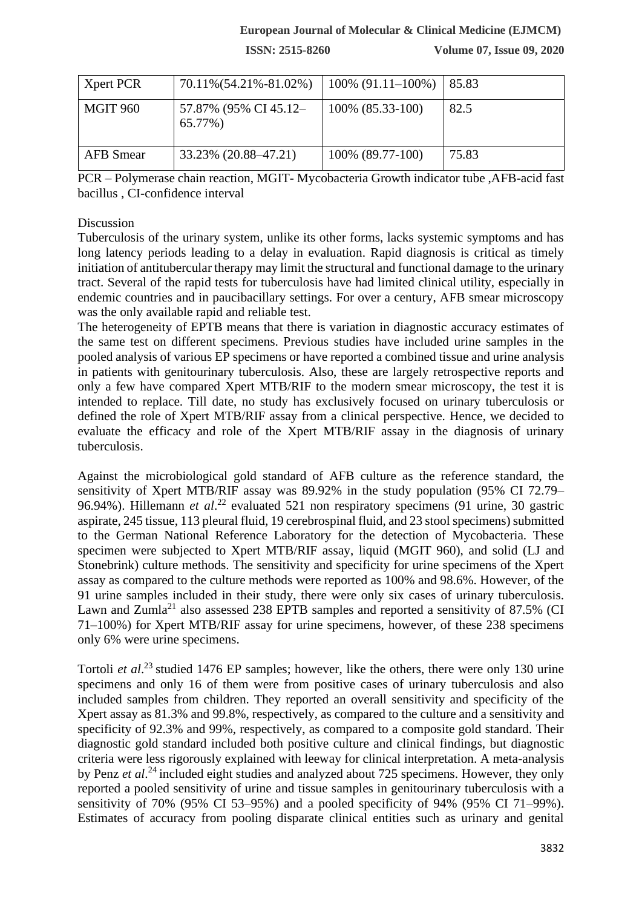| Xpert PCR | 70.11%(54.21%-81.02%) | 100% (91.11–100%) | 85.83 |
|---|---|---|---|
| MGIT 960 | 57.87% (95% CI 45.12–65.77%) | 100% (85.33-100) | 82.5 |
| AFB Smear | 33.23% (20.88–47.21) | 100% (89.77-100) | 75.83 |

PCR – Polymerase chain reaction, MGIT- Mycobacteria Growth indicator tube ,AFB-acid fast bacillus , CI-confidence interval

## Discussion

Tuberculosis of the urinary system, unlike its other forms, lacks systemic symptoms and has long latency periods leading to a delay in evaluation. Rapid diagnosis is critical as timely initiation of antitubercular therapy may limit the structural and functional damage to the urinary tract. Several of the rapid tests for tuberculosis have had limited clinical utility, especially in endemic countries and in paucibacillary settings. For over a century, AFB smear microscopy was the only available rapid and reliable test.

The heterogeneity of EPTB means that there is variation in diagnostic accuracy estimates of the same test on different specimens. Previous studies have included urine samples in the pooled analysis of various EP specimens or have reported a combined tissue and urine analysis in patients with genitourinary tuberculosis. Also, these are largely retrospective reports and only a few have compared Xpert MTB/RIF to the modern smear microscopy, the test it is intended to replace. Till date, no study has exclusively focused on urinary tuberculosis or defined the role of Xpert MTB/RIF assay from a clinical perspective. Hence, we decided to evaluate the efficacy and role of the Xpert MTB/RIF assay in the diagnosis of urinary tuberculosis.

Against the microbiological gold standard of AFB culture as the reference standard, the sensitivity of Xpert MTB/RIF assay was 89.92% in the study population (95% CI 72.79–96.94%). Hillemann *et al*.[22] evaluated 521 non respiratory specimens (91 urine, 30 gastric aspirate, 245 tissue, 113 pleural fluid, 19 cerebrospinal fluid, and 23 stool specimens) submitted to the German National Reference Laboratory for the detection of Mycobacteria. These specimen were subjected to Xpert MTB/RIF assay, liquid (MGIT 960), and solid (LJ and Stonebrink) culture methods. The sensitivity and specificity for urine specimens of the Xpert assay as compared to the culture methods were reported as 100% and 98.6%. However, of the 91 urine samples included in their study, there were only six cases of urinary tuberculosis. Lawn and Zumla[21] also assessed 238 EPTB samples and reported a sensitivity of 87.5% (CI 71–100%) for Xpert MTB/RIF assay for urine specimens, however, of these 238 specimens only 6% were urine specimens.

Tortoli *et al*.[23] studied 1476 EP samples; however, like the others, there were only 130 urine specimens and only 16 of them were from positive cases of urinary tuberculosis and also included samples from children. They reported an overall sensitivity and specificity of the Xpert assay as 81.3% and 99.8%, respectively, as compared to the culture and a sensitivity and specificity of 92.3% and 99%, respectively, as compared to a composite gold standard. Their diagnostic gold standard included both positive culture and clinical findings, but diagnostic criteria were less rigorously explained with leeway for clinical interpretation. A meta-analysis by Penz *et al*.[24] included eight studies and analyzed about 725 specimens. However, they only reported a pooled sensitivity of urine and tissue samples in genitourinary tuberculosis with a sensitivity of 70% (95% CI 53–95%) and a pooled specificity of 94% (95% CI 71–99%). Estimates of accuracy from pooling disparate clinical entities such as urinary and genital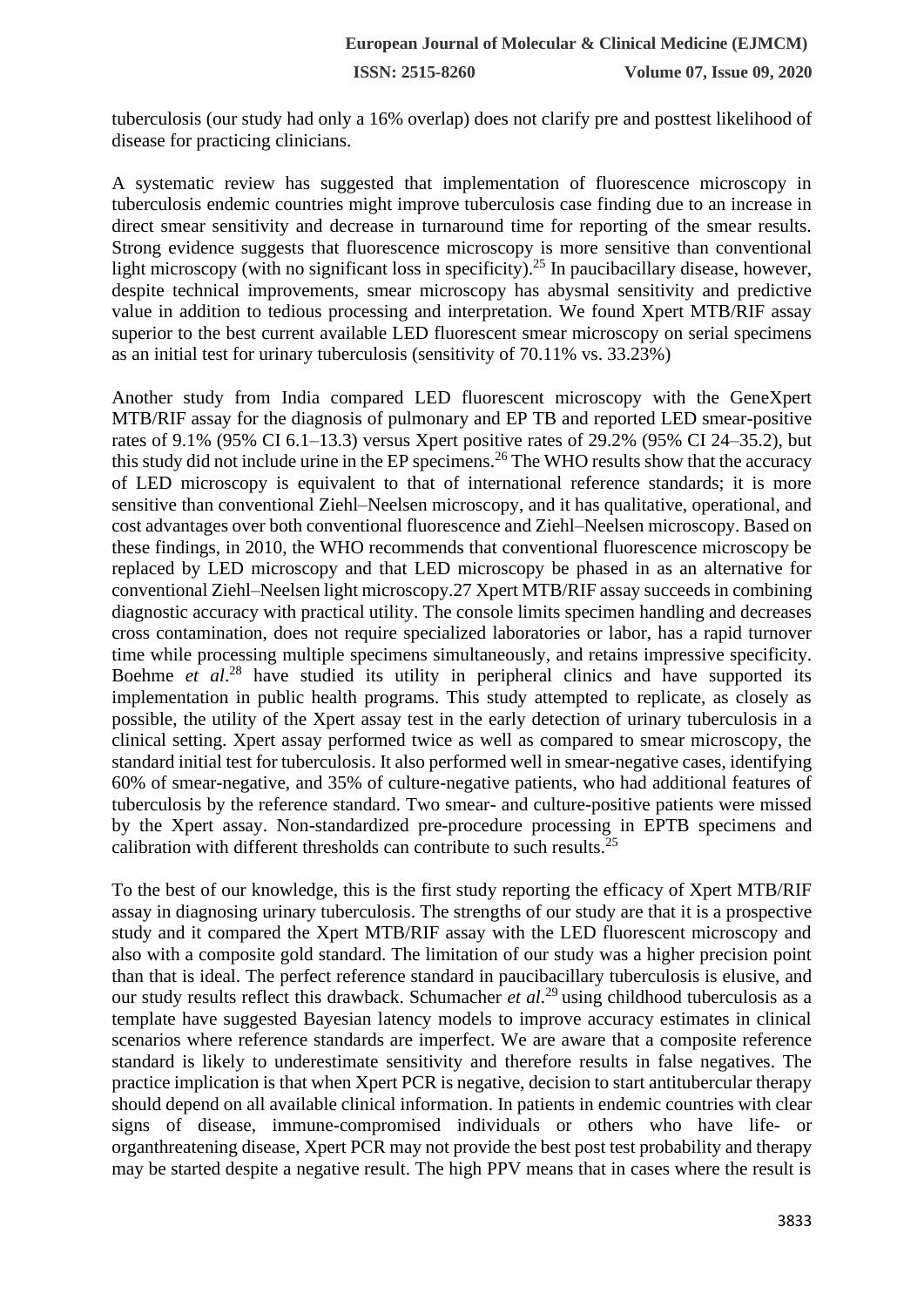tuberculosis (our study had only a 16% overlap) does not clarify pre and posttest likelihood of disease for practicing clinicians.

A systematic review has suggested that implementation of fluorescence microscopy in tuberculosis endemic countries might improve tuberculosis case finding due to an increase in direct smear sensitivity and decrease in turnaround time for reporting of the smear results. Strong evidence suggests that fluorescence microscopy is more sensitive than conventional light microscopy (with no significant loss in specificity).[25] In paucibacillary disease, however, despite technical improvements, smear microscopy has abysmal sensitivity and predictive value in addition to tedious processing and interpretation. We found Xpert MTB/RIF assay superior to the best current available LED fluorescent smear microscopy on serial specimens as an initial test for urinary tuberculosis (sensitivity of 70.11% vs. 33.23%)

Another study from India compared LED fluorescent microscopy with the GeneXpert MTB/RIF assay for the diagnosis of pulmonary and EP TB and reported LED smear-positive rates of 9.1% (95% CI 6.1–13.3) versus Xpert positive rates of 29.2% (95% CI 24–35.2), but this study did not include urine in the EP specimens.[26] The WHO results show that the accuracy of LED microscopy is equivalent to that of international reference standards; it is more sensitive than conventional Ziehl–Neelsen microscopy, and it has qualitative, operational, and cost advantages over both conventional fluorescence and Ziehl–Neelsen microscopy. Based on these findings, in 2010, the WHO recommends that conventional fluorescence microscopy be replaced by LED microscopy and that LED microscopy be phased in as an alternative for conventional Ziehl–Neelsen light microscopy.27 Xpert MTB/RIF assay succeeds in combining diagnostic accuracy with practical utility. The console limits specimen handling and decreases cross contamination, does not require specialized laboratories or labor, has a rapid turnover time while processing multiple specimens simultaneously, and retains impressive specificity. Boehme *et al*.[28] have studied its utility in peripheral clinics and have supported its implementation in public health programs. This study attempted to replicate, as closely as possible, the utility of the Xpert assay test in the early detection of urinary tuberculosis in a clinical setting. Xpert assay performed twice as well as compared to smear microscopy, the standard initial test for tuberculosis. It also performed well in smear-negative cases, identifying 60% of smear-negative, and 35% of culture-negative patients, who had additional features of tuberculosis by the reference standard. Two smear- and culture-positive patients were missed by the Xpert assay. Non-standardized pre-procedure processing in EPTB specimens and calibration with different thresholds can contribute to such results.[25]

To the best of our knowledge, this is the first study reporting the efficacy of Xpert MTB/RIF assay in diagnosing urinary tuberculosis. The strengths of our study are that it is a prospective study and it compared the Xpert MTB/RIF assay with the LED fluorescent microscopy and also with a composite gold standard. The limitation of our study was a higher precision point than that is ideal. The perfect reference standard in paucibacillary tuberculosis is elusive, and our study results reflect this drawback. Schumacher *et al*.[29] using childhood tuberculosis as a template have suggested Bayesian latency models to improve accuracy estimates in clinical scenarios where reference standards are imperfect. We are aware that a composite reference standard is likely to underestimate sensitivity and therefore results in false negatives. The practice implication is that when Xpert PCR is negative, decision to start antitubercular therapy should depend on all available clinical information. In patients in endemic countries with clear signs of disease, immune-compromised individuals or others who have life- or organthreatening disease, Xpert PCR may not provide the best post test probability and therapy may be started despite a negative result. The high PPV means that in cases where the result is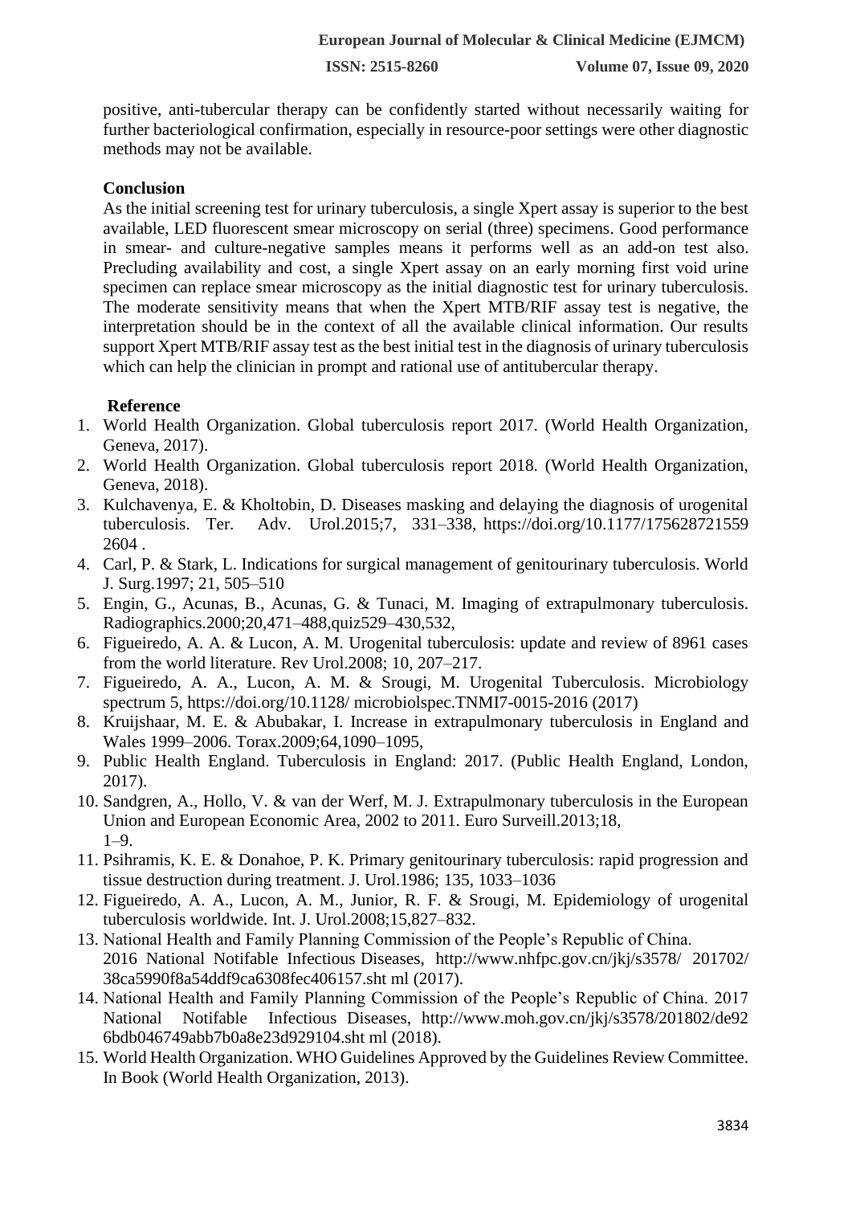positive, anti-tubercular therapy can be confidently started without necessarily waiting for further bacteriological confirmation, especially in resource-poor settings were other diagnostic methods may not be available.

## Conclusion

As the initial screening test for urinary tuberculosis, a single Xpert assay is superior to the best available, LED fluorescent smear microscopy on serial (three) specimens. Good performance in smear- and culture-negative samples means it performs well as an add-on test also. Precluding availability and cost, a single Xpert assay on an early morning first void urine specimen can replace smear microscopy as the initial diagnostic test for urinary tuberculosis. The moderate sensitivity means that when the Xpert MTB/RIF assay test is negative, the interpretation should be in the context of all the available clinical information. Our results support Xpert MTB/RIF assay test as the best initial test in the diagnosis of urinary tuberculosis which can help the clinician in prompt and rational use of antitubercular therapy.

## Reference

1. World Health Organization. Global tuberculosis report 2017. (World Health Organization, Geneva, 2017).
2. World Health Organization. Global tuberculosis report 2018. (World Health Organization, Geneva, 2018).
3. Kulchavenya, E. & Kholtobin, D. Diseases masking and delaying the diagnosis of urogenital tuberculosis. Ter. Adv. Urol.2015;7, 331–338, https://doi.org/10.1177/1756287215592604 .
4. Carl, P. & Stark, L. Indications for surgical management of genitourinary tuberculosis. World J. Surg.1997; 21, 505–510
5. Engin, G., Acunas, B., Acunas, G. & Tunaci, M. Imaging of extrapulmonary tuberculosis. Radiographics.2000;20,471–488,quiz529–430,532,
6. Figueiredo, A. A. & Lucon, A. M. Urogenital tuberculosis: update and review of 8961 cases from the world literature. Rev Urol.2008; 10, 207–217.
7. Figueiredo, A. A., Lucon, A. M. & Srougi, M. Urogenital Tuberculosis. Microbiology spectrum 5, https://doi.org/10.1128/ microbiolspec.TNMI7-0015-2016 (2017)
8. Kruijshaar, M. E. & Abubakar, I. Increase in extrapulmonary tuberculosis in England and Wales 1999–2006. Torax.2009;64,1090–1095,
9. Public Health England. Tuberculosis in England: 2017. (Public Health England, London, 2017).
10. Sandgren, A., Hollo, V. & van der Werf, M. J. Extrapulmonary tuberculosis in the European Union and European Economic Area, 2002 to 2011. Euro Surveill.2013;18, 1–9.
11. Psihramis, K. E. & Donahoe, P. K. Primary genitourinary tuberculosis: rapid progression and tissue destruction during treatment. J. Urol.1986; 135, 1033–1036
12. Figueiredo, A. A., Lucon, A. M., Junior, R. F. & Srougi, M. Epidemiology of urogenital tuberculosis worldwide. Int. J. Urol.2008;15,827–832.
13. National Health and Family Planning Commission of the People's Republic of China. 2016 National Notifable Infectious Diseases, http://www.nhfpc.gov.cn/jkj/s3578/ 201702/ 38ca5990f8a54ddf9ca6308fec406157.sht ml (2017).
14. National Health and Family Planning Commission of the People's Republic of China. 2017 National Notifable Infectious Diseases, http://www.moh.gov.cn/jkj/s3578/201802/de926bdb046749abb7b0a8e23d929104.sht ml (2018).
15. World Health Organization. WHO Guidelines Approved by the Guidelines Review Committee. In Book (World Health Organization, 2013).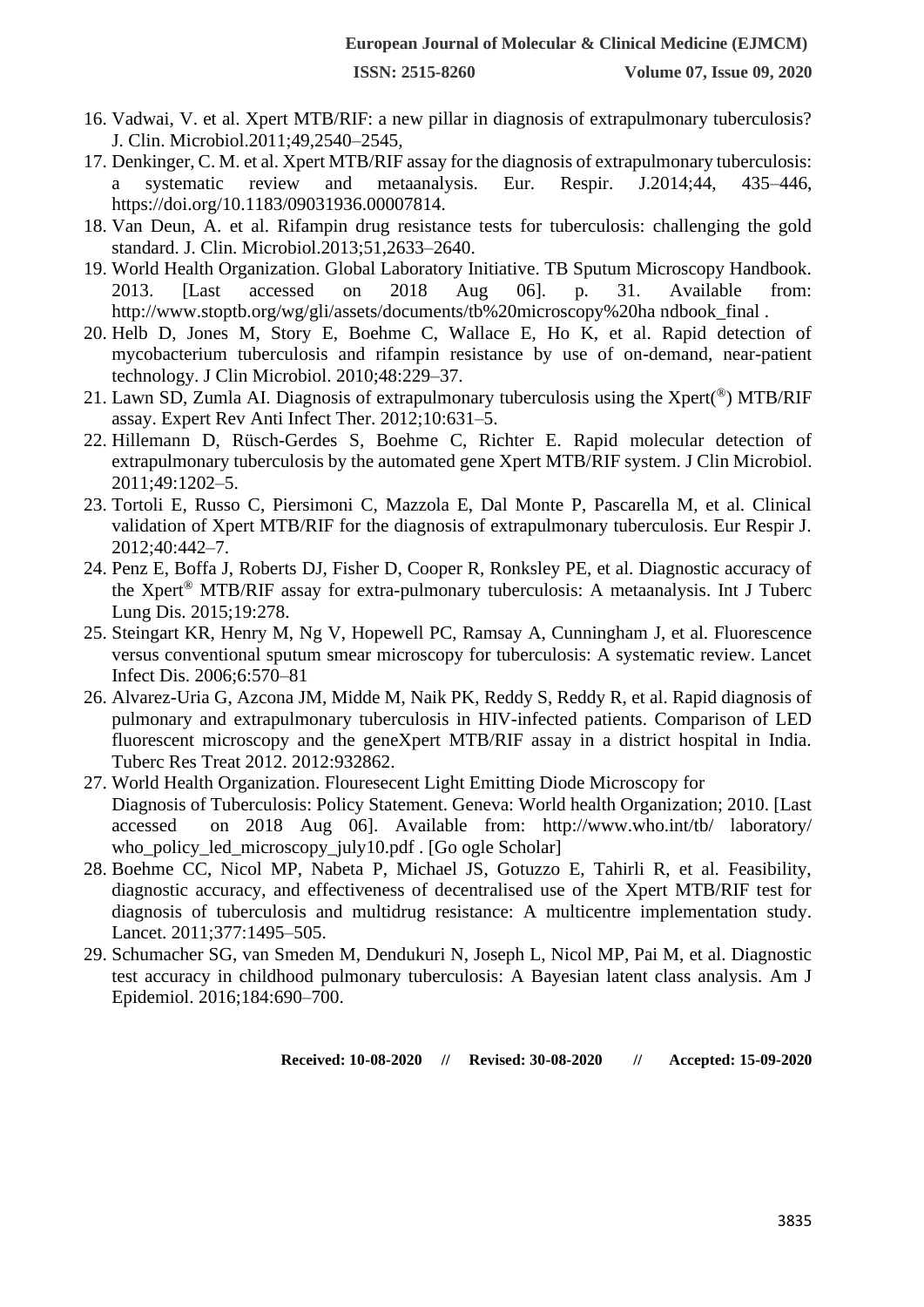16. Vadwai, V. et al. Xpert MTB/RIF: a new pillar in diagnosis of extrapulmonary tuberculosis? J. Clin. Microbiol.2011;49,2540–2545,
17. Denkinger, C. M. et al. Xpert MTB/RIF assay for the diagnosis of extrapulmonary tuberculosis: a systematic review and metaanalysis. Eur. Respir. J.2014;44, 435–446, https://doi.org/10.1183/09031936.00007814.
18. Van Deun, A. et al. Rifampin drug resistance tests for tuberculosis: challenging the gold standard. J. Clin. Microbiol.2013;51,2633–2640.
19. World Health Organization. Global Laboratory Initiative. TB Sputum Microscopy Handbook. 2013. [Last accessed on 2018 Aug 06]. p. 31. Available from: http://www.stoptb.org/wg/gli/assets/documents/tb%20microscopy%20ha ndbook_final .
20. Helb D, Jones M, Story E, Boehme C, Wallace E, Ho K, et al. Rapid detection of mycobacterium tuberculosis and rifampin resistance by use of on-demand, near-patient technology. J Clin Microbiol. 2010;48:229–37.
21. Lawn SD, Zumla AI. Diagnosis of extrapulmonary tuberculosis using the Xpert(®) MTB/RIF assay. Expert Rev Anti Infect Ther. 2012;10:631–5.
22. Hillemann D, Rüsch-Gerdes S, Boehme C, Richter E. Rapid molecular detection of extrapulmonary tuberculosis by the automated gene Xpert MTB/RIF system. J Clin Microbiol. 2011;49:1202–5.
23. Tortoli E, Russo C, Piersimoni C, Mazzola E, Dal Monte P, Pascarella M, et al. Clinical validation of Xpert MTB/RIF for the diagnosis of extrapulmonary tuberculosis. Eur Respir J. 2012;40:442–7.
24. Penz E, Boffa J, Roberts DJ, Fisher D, Cooper R, Ronksley PE, et al. Diagnostic accuracy of the Xpert® MTB/RIF assay for extra-pulmonary tuberculosis: A metaanalysis. Int J Tuberc Lung Dis. 2015;19:278.
25. Steingart KR, Henry M, Ng V, Hopewell PC, Ramsay A, Cunningham J, et al. Fluorescence versus conventional sputum smear microscopy for tuberculosis: A systematic review. Lancet Infect Dis. 2006;6:570–81
26. Alvarez-Uria G, Azcona JM, Midde M, Naik PK, Reddy S, Reddy R, et al. Rapid diagnosis of pulmonary and extrapulmonary tuberculosis in HIV-infected patients. Comparison of LED fluorescent microscopy and the geneXpert MTB/RIF assay in a district hospital in India. Tuberc Res Treat 2012. 2012:932862.
27. World Health Organization. Flouresecent Light Emitting Diode Microscopy for Diagnosis of Tuberculosis: Policy Statement. Geneva: World health Organization; 2010. [Last accessed on 2018 Aug 06]. Available from: http://www.who.int/tb/ laboratory/ who_policy_led_microscopy_july10.pdf . [Go ogle Scholar]
28. Boehme CC, Nicol MP, Nabeta P, Michael JS, Gotuzzo E, Tahirli R, et al. Feasibility, diagnostic accuracy, and effectiveness of decentralised use of the Xpert MTB/RIF test for diagnosis of tuberculosis and multidrug resistance: A multicentre implementation study. Lancet. 2011;377:1495–505.
29. Schumacher SG, van Smeden M, Dendukuri N, Joseph L, Nicol MP, Pai M, et al. Diagnostic test accuracy in childhood pulmonary tuberculosis: A Bayesian latent class analysis. Am J Epidemiol. 2016;184:690–700.

**Received: 10-08-2020 // Revised: 30-08-2020 // Accepted: 15-09-2020**